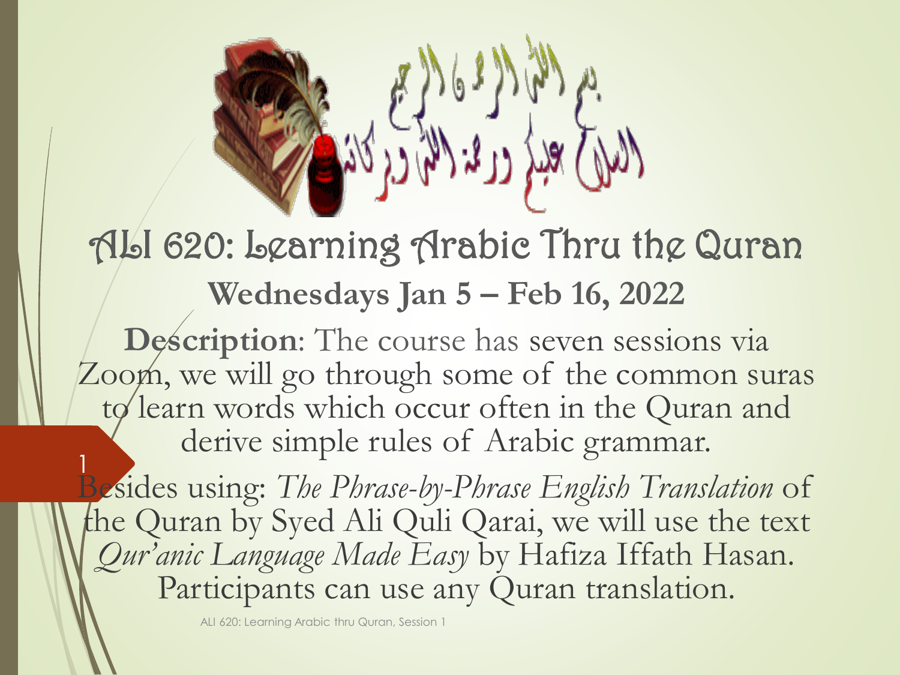بسم الله الرحمن الرحيم

السلام عليكم ورحمة الله وبركاته

# ALI 620: Learning Arabic Thru the Quran

**Wednesdays Jan 5 – Feb 16, 2022**

**Description**: The course has seven sessions via Zoom, we will go through some of the common suras to learn words which occur often in the Quran and derive simple rules of Arabic grammar.

Besides using: *The Phrase-by-Phrase English Translation* of the Quran by Syed Ali Quli Qarai, we will use the text *Qur'anic Language Made Easy* by Hafiza Iffath Hasan. Participants can use any Quran translation.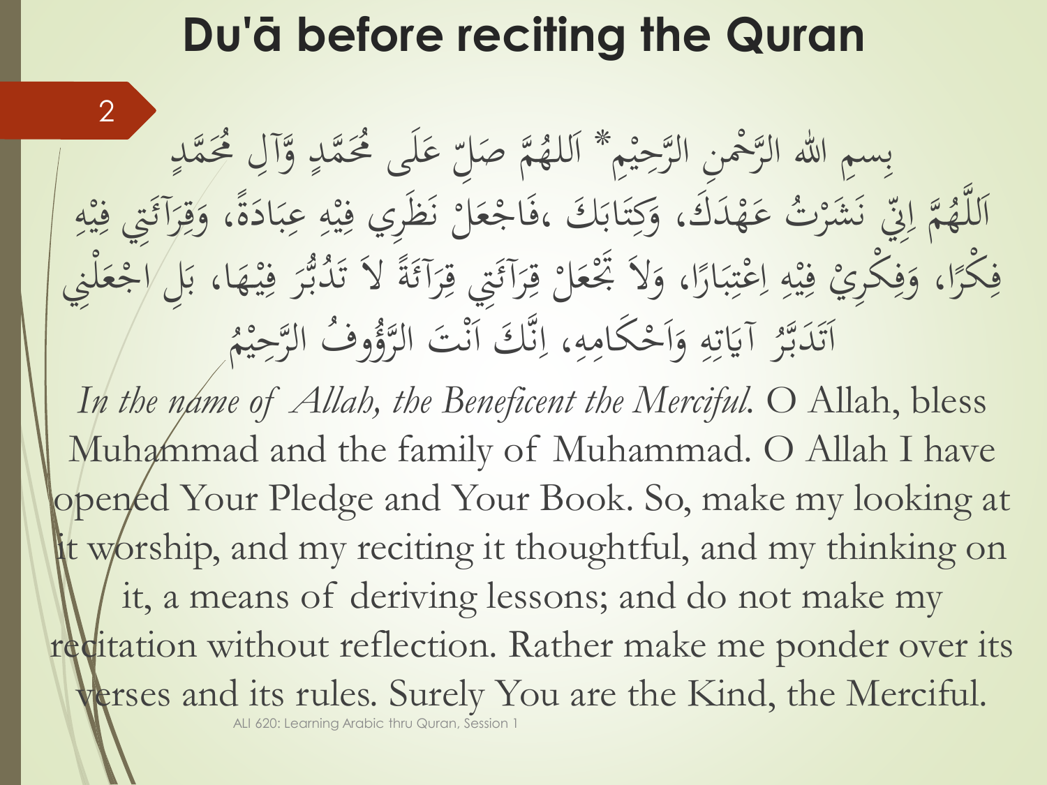# Du'ā before reciting the Quran

بِسمِ اللهِ الرَّحْمنِ الرَّحِيْمِ* اَللهُمَّ صَلِّ عَلَى مُحَمَّدٍ وَّآلِ مُحَمَّدٍ
اَللَّهُمَّ اِنِّيْ نَشَرْتُ عَهْدَكَ، وَكِتَابَكَ ،فَاجْعَلْ نَظَرِي فِيْهِ عِبَادَةً، وَقِرَآئَتِي فِيْهِ فِكْرًا، وَفِكْرِيْ فِيْهِ اِعْتِبَارًا، وَلاَ تَجْعَلْ قِرَآئَتِي قِرَآئَةً لاَ تَدُبُّرَ فِيْهَا، بَلِ اجْعَلْنِي اَتَدَبَّرُ آيَاتِهِ وَاَحْكَامِهِ، اِنَّكَ اَنْتَ الرَّؤُوفُ الرَّحِيْمُ

*In the name of Allah, the Beneficent the Merciful.* O Allah, bless Muhammad and the family of Muhammad. O Allah I have opened Your Pledge and Your Book. So, make my looking at it worship, and my reciting it thoughtful, and my thinking on it, a means of deriving lessons; and do not make my recitation without reflection. Rather make me ponder over its verses and its rules. Surely You are the Kind, the Merciful.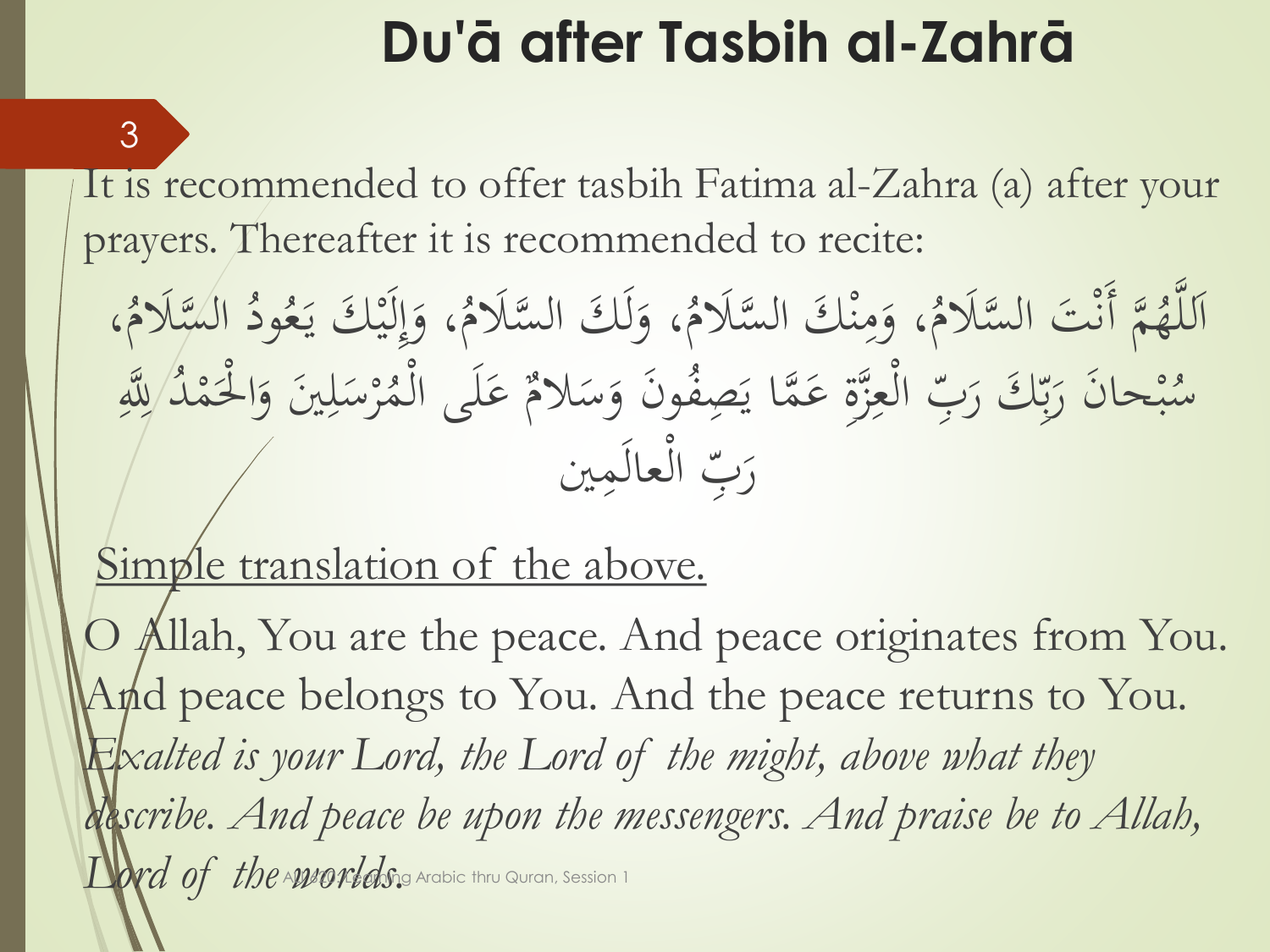# Du'ā after Tasbih al-Zahrā

It is recommended to offer tasbih Fatima al-Zahra (a) after your prayers. Thereafter it is recommended to recite:

اَللَّهُمَّ أَنْتَ السَّلَامُ، وَمِنْكَ السَّلَامُ، وَلَكَ السَّلَامُ، وَإِلَيْكَ يَعُودُ السَّلَامُ، سُبْحانَ رَبِّكَ رَبِّ الْعِزَّةِ عَمَّا يَصِفُونَ وَسَلامٌ عَلَى الْمُرْسَلِينَ وَالْحَمْدُ لِلَّهِ رَبِّ الْعالَمِين

<u>Simple translation of the above.</u>

O Allah, You are the peace. And peace originates from You. And peace belongs to You. And the peace returns to You. *Exalted is your Lord, the Lord of the might, above what they describe. And peace be upon the messengers. And praise be to Allah, Lord of the worlds.*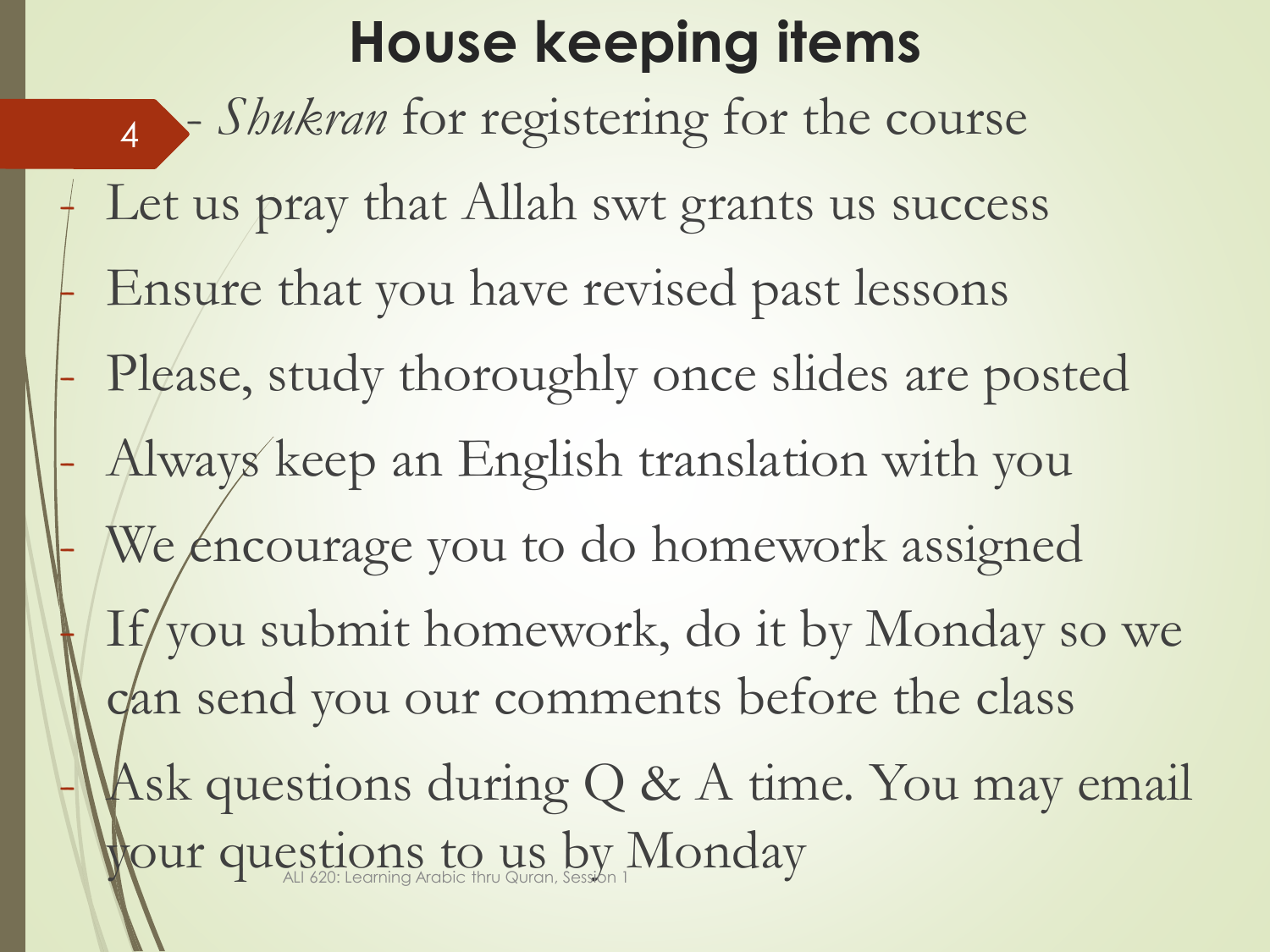# House keeping items

- *Shukran* for registering for the course
- Let us pray that Allah swt grants us success
- Ensure that you have revised past lessons
- Please, study thoroughly once slides are posted
- Always keep an English translation with you
- We encourage you to do homework assigned
- If you submit homework, do it by Monday so we can send you our comments before the class
- Ask questions during Q & A time. You may email your questions to us by Monday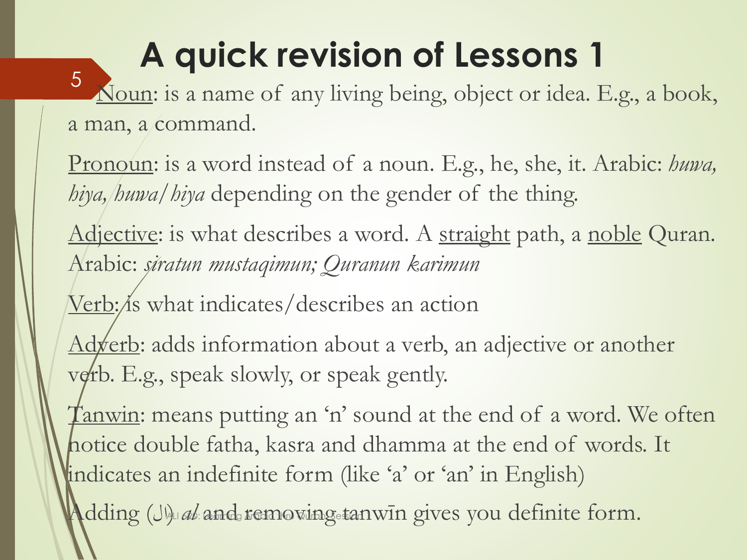# A quick revision of Lessons 1

<u>Noun</u>: is a name of any living being, object or idea. E.g., a book, a man, a command.

<u>Pronoun</u>: is a word instead of a noun. E.g., he, she, it. Arabic: *huwa, hiya, huwa/hiya* depending on the gender of the thing.

<u>Adjective</u>: is what describes a word. A <u>straight</u> path, a <u>noble</u> Quran. Arabic: *siratun mustaqimun; Quranun karimun*

<u>Verb</u>: is what indicates/describes an action

<u>Adverb</u>: adds information about a verb, an adjective or another verb. E.g., speak slowly, or speak gently.

<u>Tanwin</u>: means putting an 'n' sound at the end of a word. We often notice double fatha, kasra and dhamma at the end of words. It indicates an indefinite form (like 'a' or 'an' in English)

Adding (ال) *al* and removing tanwīn gives you definite form.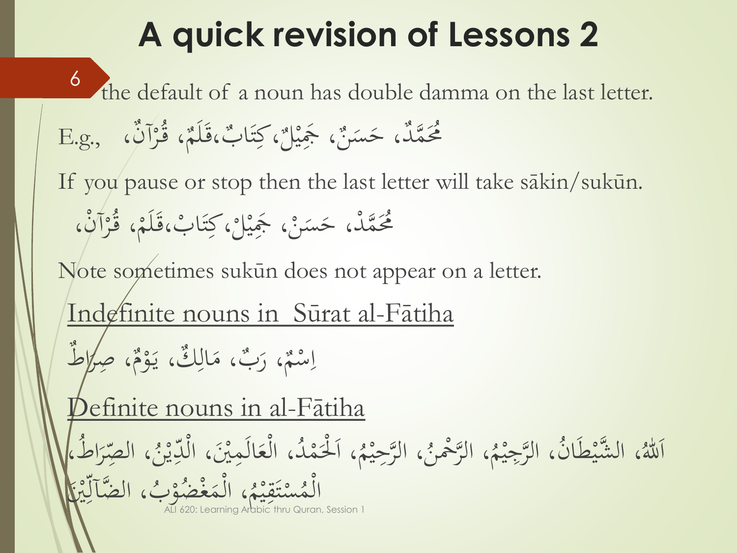# A quick revision of Lessons 2

the default of a noun has double damma on the last letter.

E.g., مُحَمَّدٌ، حَسَنٌ، جَمِيْلٌ، كِتَابٌ،قَلَمٌ، قُرْآنٌ،

If you pause or stop then the last letter will take sākin/sukūn.

مُحَمَّدْ، حَسَنْ، جَمِيْلْ، كِتَابْ،قَلَمْ، قُرْآنْ،

Note sometimes sukūn does not appear on a letter.

<u>Indefinite nouns in Sūrat al-Fātiha</u>

اِسْمٌ، رَبٌ، مَالِكٌ، يَوْمٌ، صِرَاطٌ

<u>Definite nouns in al-Fātiha</u>

اَللهُ، الشَّيْطَانُ، الرَّجِيْمُ، الرَّحْمنُ، الرَّحِيْمُ، اَلْحَمْدُ، الْعَالَمِيْنَ، الْدِّيْنُ، الصِّرَاطُ، الْمُسْتَقِيْمُ، الْمَغْضُوْبُ، الضَّآلِّيْنَ

ALI 620: Learning Arabic thru Quran, Session 1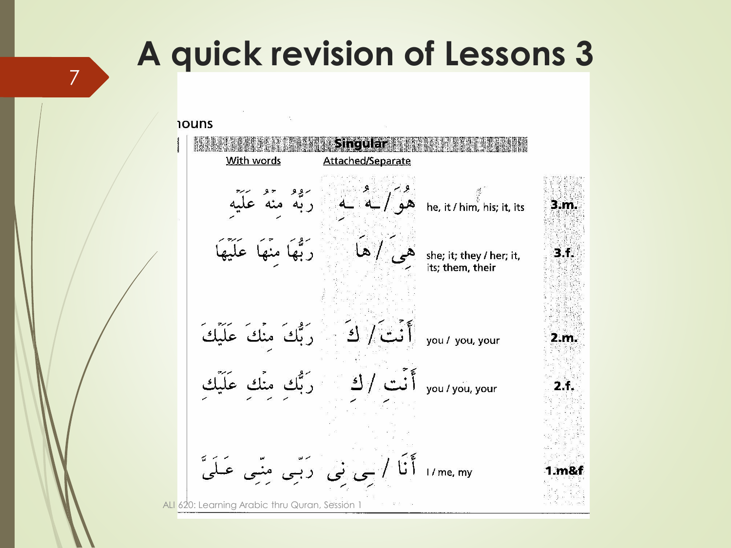# A quick revision of Lessons 3

ıouns

| | | Singular | | |
|---|---|---|---|---|
| With words | Attached/Separate | | | |
| رَبُّهُ مِنْهُ عَلَيْهِ | هُوَ / ـهُ ـهِ | he, it / him, his; it, its | | 3.m. |
| رَبُّهَا مِنْهَا عَلَيْهَا | هِيَ / هَا | she; it; they / her; it, its; them, their | | 3.f. |
| رَبُّكَ مِنْكَ عَلَيْكَ | أَنْتَ / كَ | you / you, your | | 2.m. |
| رَبُّكِ مِنْكِ عَلَيْكِ | أَنْتِ / كِ | you / you, your | | 2.f. |
| رَبِّي مِنِّي عَلَيَّ | أَنَا / ـِي نِي | I / me, my | | 1.m&f |

ALI 620: Learning Arabic thru Quran, Session 1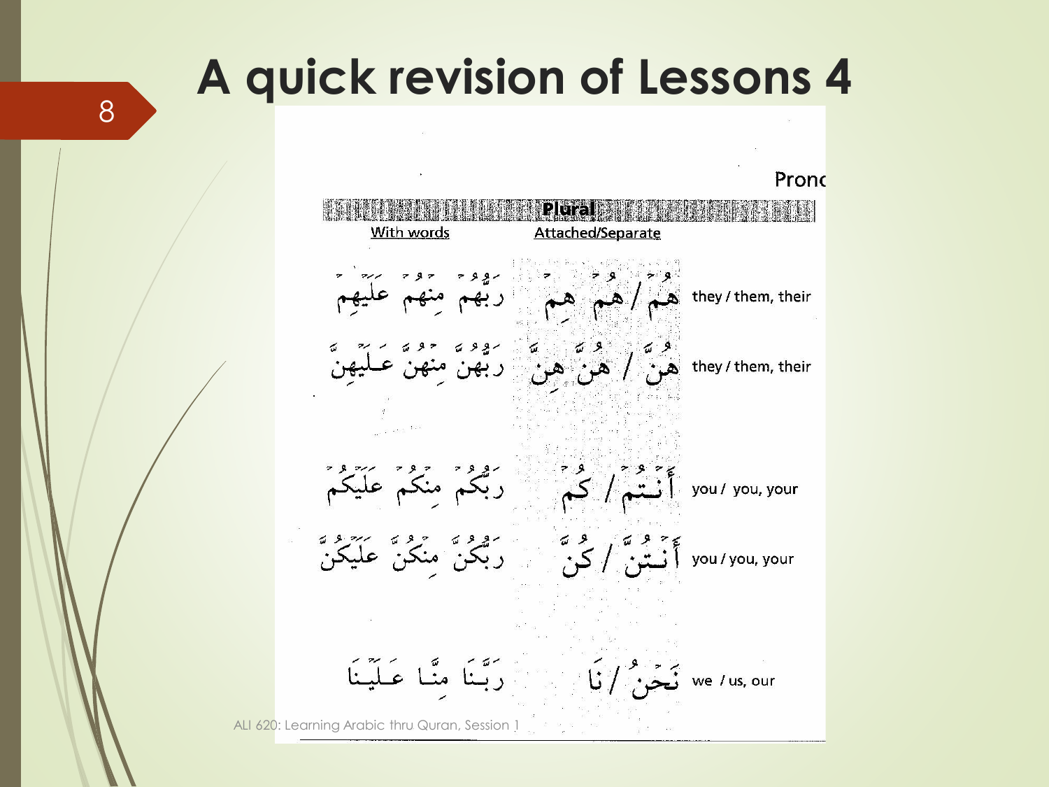# A quick revision of Lessons 4

Pronc

| Plural | | |
|---|---|---|
| **With words** | **Attached/Separate** | |
| رَبُّهُمْ مِنْهُمْ عَلَيْهِمْ | هُمْ / هُمْ هِمْ | they / them, their |
| رَبُّهُنَّ مِنْهُنَّ عَلَيْهِنَّ | هُنَّ / هُنَّ هِنَّ | they / them, their |
| رَبُّكُمْ مِنْكُمْ عَلَيْكُمْ | أَنْتُمْ / كُمْ | you / you, your |
| رَبُّكُنَّ مِنْكُنَّ عَلَيْكُنَّ | أَنْتُنَّ / كُنَّ | you / you, your |
| رَبَّنَا مِنَّا عَلَيْنَا | نَحْنُ / نَا | we / us, our |

ALI 620: Learning Arabic thru Quran, Session 1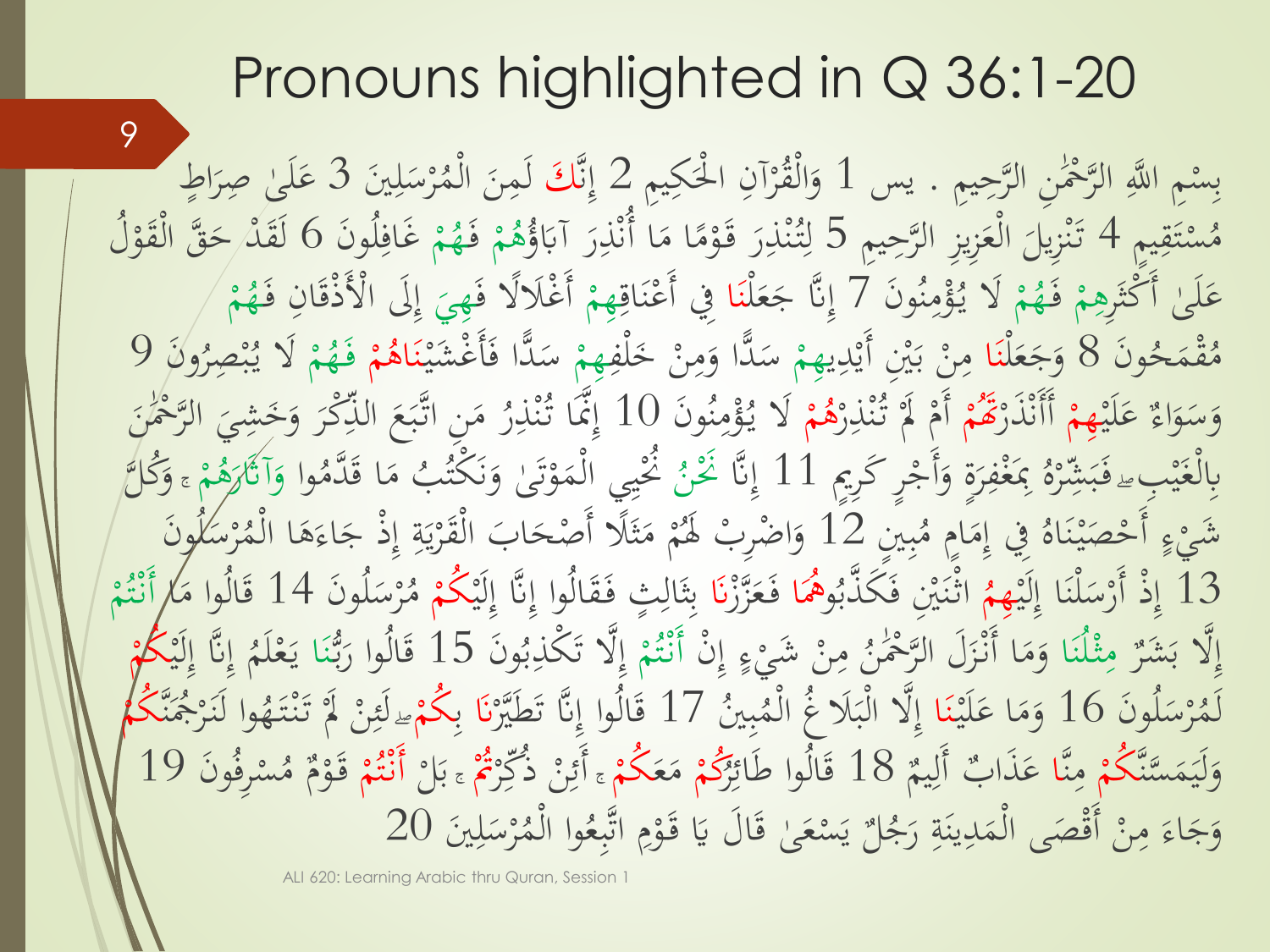# Pronouns highlighted in Q 36:1-20

بِسْمِ اللَّهِ الرَّحْمَٰنِ الرَّحِيمِ . يس 1 وَالْقُرْآنِ الْحَكِيمِ 2 إِنَّكَ لَمِنَ الْمُرْسَلِينَ 3 عَلَىٰ صِرَاطٍ مُسْتَقِيمٍ 4 تَنْزِيلَ الْعَزِيزِ الرَّحِيمِ 5 لِتُنْذِرَ قَوْمًا مَا أُنْذِرَ آبَاؤُهُمْ فَهُمْ غَافِلُونَ 6 لَقَدْ حَقَّ الْقَوْلُ عَلَىٰ أَكْثَرِهِمْ فَهُمْ لَا يُؤْمِنُونَ 7 إِنَّا جَعَلْنَا فِي أَعْنَاقِهِمْ أَغْلَالًا فَهِيَ إِلَى الْأَذْقَانِ فَهُمْ مُقْمَحُونَ 8 وَجَعَلْنَا مِنْ بَيْنِ أَيْدِيهِمْ سَدًّا وَمِنْ خَلْفِهِمْ سَدًّا فَأَغْشَيْنَاهُمْ فَهُمْ لَا يُبْصِرُونَ 9 وَسَوَاءٌ عَلَيْهِمْ أَأَنْذَرْتَهُمْ أَمْ لَمْ تُنْذِرْهُمْ لَا يُؤْمِنُونَ 10 إِنَّمَا تُنْذِرُ مَنِ اتَّبَعَ الذِّكْرَ وَخَشِيَ الرَّحْمَٰنَ بِالْغَيْبِ ۖ فَبَشِّرْهُ بِمَغْفِرَةٍ وَأَجْرٍ كَرِيمٍ 11 إِنَّا نَحْنُ نُحْيِي الْمَوْتَىٰ وَنَكْتُبُ مَا قَدَّمُوا وَآثَارَهُمْ ۚ وَكُلَّ شَيْءٍ أَحْصَيْنَاهُ فِي إِمَامٍ مُبِينٍ 12 وَاضْرِبْ لَهُمْ مَثَلًا أَصْحَابَ الْقَرْيَةِ إِذْ جَاءَهَا الْمُرْسَلُونَ 13 إِذْ أَرْسَلْنَا إِلَيْهِمُ اثْنَيْنِ فَكَذَّبُوهُمَا فَعَزَّزْنَا بِثَالِثٍ فَقَالُوا إِنَّا إِلَيْكُمْ مُرْسَلُونَ 14 قَالُوا مَا أَنْتُمْ إِلَّا بَشَرٌ مِثْلُنَا وَمَا أَنْزَلَ الرَّحْمَٰنُ مِنْ شَيْءٍ إِنْ أَنْتُمْ إِلَّا تَكْذِبُونَ 15 قَالُوا رَبُّنَا يَعْلَمُ إِنَّا إِلَيْكُمْ لَمُرْسَلُونَ 16 وَمَا عَلَيْنَا إِلَّا الْبَلَاغُ الْمُبِينُ 17 قَالُوا إِنَّا تَطَيَّرْنَا بِكُمْ ۖ لَئِنْ لَمْ تَنْتَهُوا لَنَرْجُمَنَّكُمْ وَلَيَمَسَّنَّكُمْ مِنَّا عَذَابٌ أَلِيمٌ 18 قَالُوا طَائِرُكُمْ مَعَكُمْ ۚ أَئِنْ ذُكِّرْتُمْ ۚ بَلْ أَنْتُمْ قَوْمٌ مُسْرِفُونَ 19 وَجَاءَ مِنْ أَقْصَى الْمَدِينَةِ رَجُلٌ يَسْعَىٰ قَالَ يَا قَوْمِ اتَّبِعُوا الْمُرْسَلِينَ 20

ALI 620: Learning Arabic thru Quran, Session 1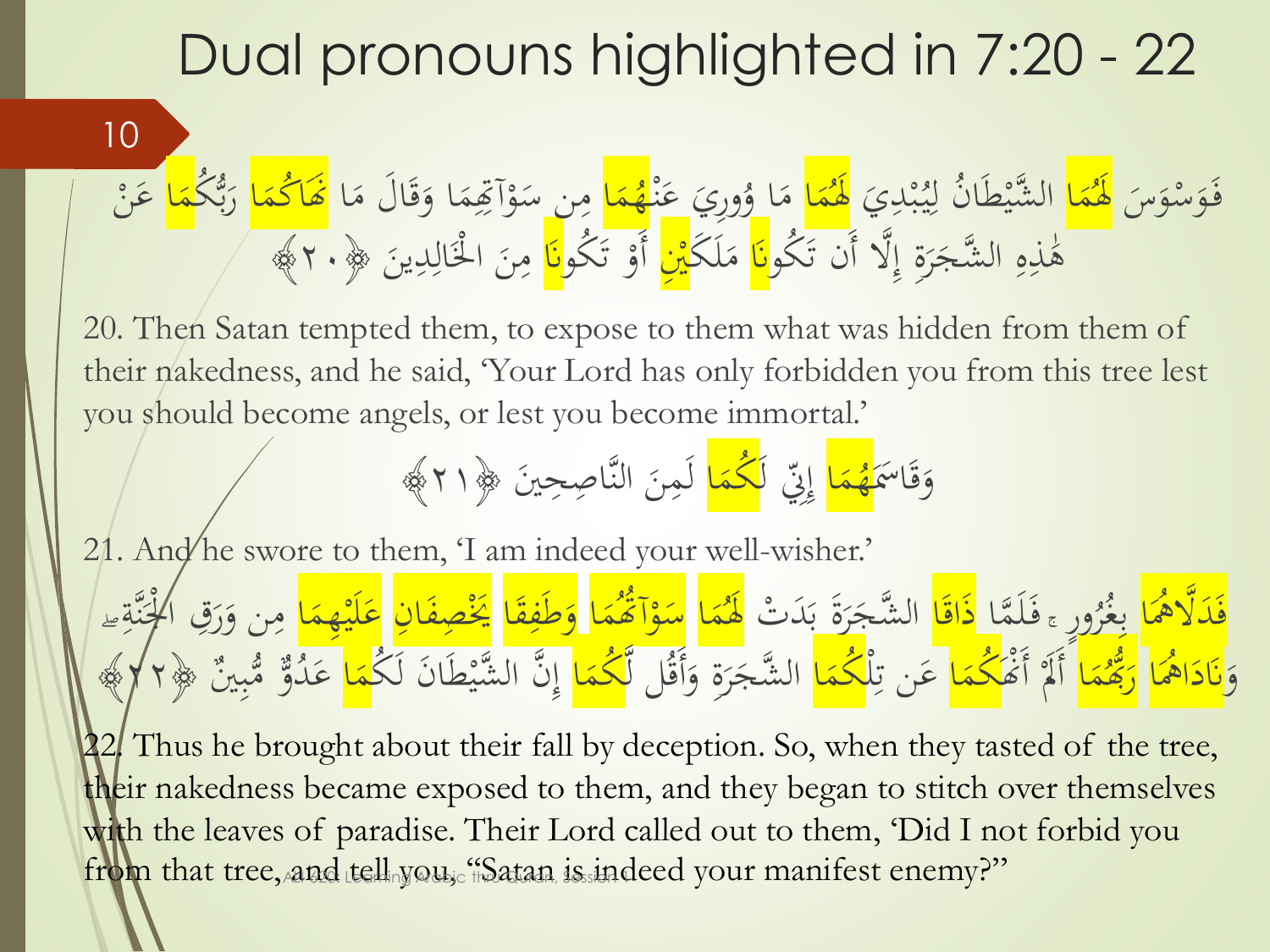# Dual pronouns highlighted in 7:20 - 22

فَوَسْوَسَ لَهُمَا الشَّيْطَانُ لِيُبْدِيَ لَهُمَا مَا وُورِيَ عَنْهُمَا مِن سَوْآتِهِمَا وَقَالَ مَا نَهَاكُمَا رَبُّكُمَا عَنْ هَٰذِهِ الشَّجَرَةِ إِلَّا أَن تَكُونَا مَلَكَيْنِ أَوْ تَكُونَا مِنَ الْخَالِدِينَ ﴿٢٠﴾

20. Then Satan tempted them, to expose to them what was hidden from them of their nakedness, and he said, 'Your Lord has only forbidden you from this tree lest you should become angels, or lest you become immortal.'

وَقَاسَمَهُمَا إِنِّي لَكُمَا لَمِنَ النَّاصِحِينَ ﴿٢١﴾

21. And he swore to them, 'I am indeed your well-wisher.'

فَدَلَّاهُمَا بِغُرُورٍ ۚ فَلَمَّا ذَاقَا الشَّجَرَةَ بَدَتْ لَهُمَا سَوْآتُهُمَا وَطَفِقَا يَخْصِفَانِ عَلَيْهِمَا مِن وَرَقِ الْجَنَّةِ ۖ وَنَادَاهُمَا رَبُّهُمَا أَلَمْ أَنْهَكُمَا عَن تِلْكُمَا الشَّجَرَةِ وَأَقُل لَّكُمَا إِنَّ الشَّيْطَانَ لَكُمَا عَدُوٌّ مُّبِينٌ ﴿٢٢﴾

22. Thus he brought about their fall by deception. So, when they tasted of the tree, their nakedness became exposed to them, and they began to stitch over themselves with the leaves of paradise. Their Lord called out to them, 'Did I not forbid you from that tree, and tell you, "Satan is indeed your manifest enemy?"'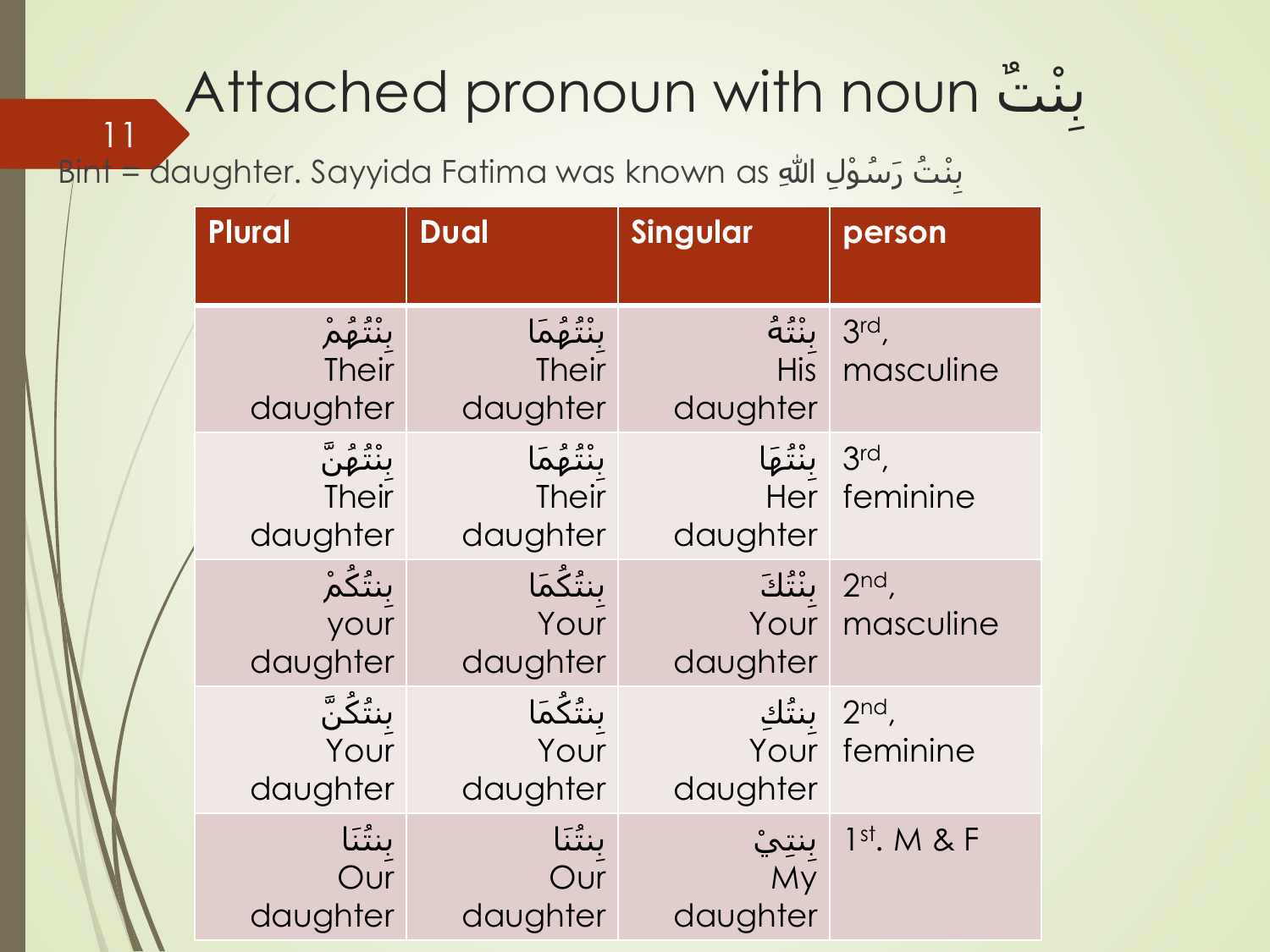# Attached pronoun with noun بِنْتٌ

Bint = daughter. Sayyida Fatima was known as بِنْتُ رَسُوْلِ اللّٰهِ

| Plural | Dual | Singular | person |
|---|---|---|---|
| بِنْتُهُمْ Their daughter | بِنْتُهُمَا Their daughter | بِنْتُهُ His daughter | 3rd, masculine |
| بِنْتُهُنَّ Their daughter | بِنْتُهُمَا Their daughter | بِنْتُهَا Her daughter | 3rd, feminine |
| بِنتُكُمْ your daughter | بِنتُكُمَا Your daughter | بِنْتُكَ Your daughter | 2nd, masculine |
| بِنتُكُنَّ Your daughter | بِنتُكُمَا Your daughter | بِنتُكِ Your daughter | 2nd, feminine |
| بِنتُنَا Our daughter | بِنتُنَا Our daughter | بِنتِيْ My daughter | 1st. M & F |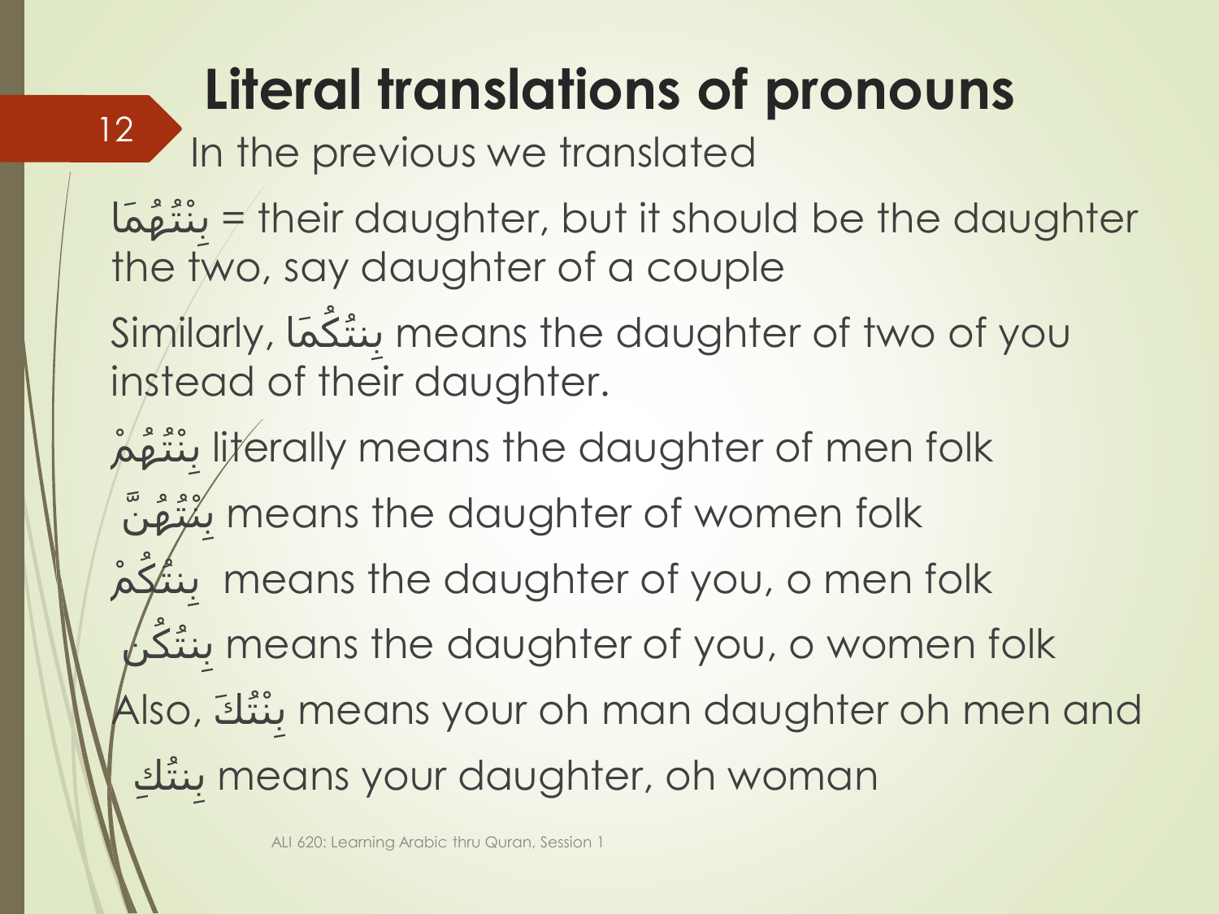# Literal translations of pronouns

In the previous we translated

بِنْتُهُمَا = their daughter, but it should be the daughter the two, say daughter of a couple

Similarly, بِنتُكُمَا means the daughter of two of you instead of their daughter.

بِنْتُهُمْ literally means the daughter of men folk

بِنْتُهُنَّ means the daughter of women folk

بِنتُكُمْ means the daughter of you, o men folk

بِنتُكُن means the daughter of you, o women folk

Also, بِنْتُكَ means your oh man daughter oh men and

بِنتُكِ means your daughter, oh woman

ALI 620: Learning Arabic thru Quran, Session 1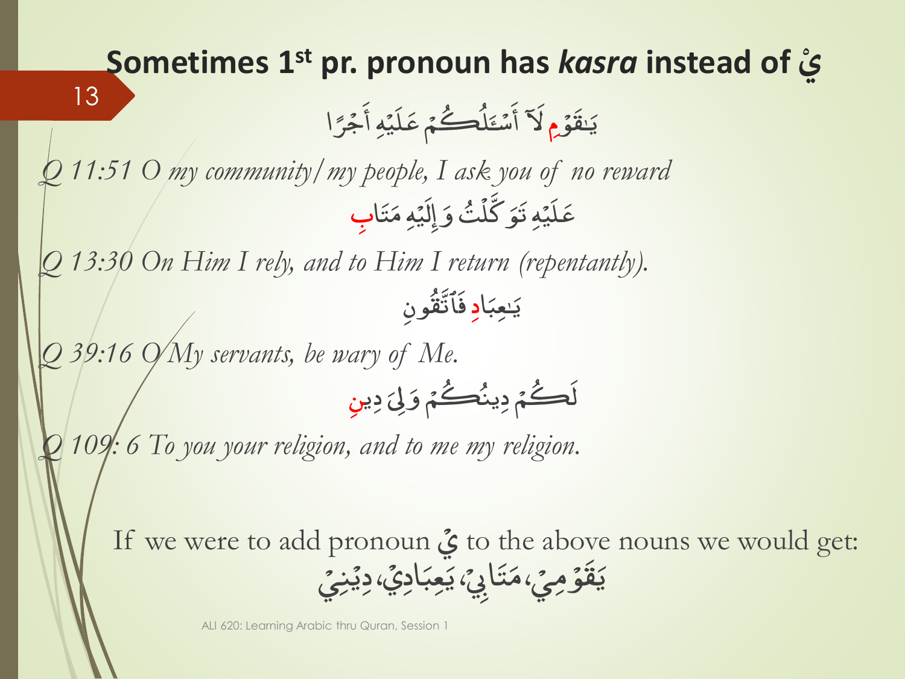# Sometimes 1st pr. pronoun has *kasra* instead of يْ

يَـٰقَوۡمِ لَآ أَسۡـَٔلُكُمۡ عَلَيۡهِ أَجۡرًا

*Q 11:51 O my community/my people, I ask you of no reward*

عَلَيۡهِ تَوَكَّلۡتُ وَإِلَيۡهِ مَتَابِ

*Q 13:30 On Him I rely, and to Him I return (repentantly).*

يَـٰعِبَادِ فَٱتَّقُونِ

*Q 39:16 O My servants, be wary of Me.*

لَكُمۡ دِينُكُمۡ وَلِيَ دِينِ

*Q 109: 6 To you your religion, and to me my religion.*

If we were to add pronoun يْ to the above nouns we would get:

يَقَوۡمِيۡ، مَتَابِيۡ، يَعِبَادِيۡ، دِيۡنِيۡ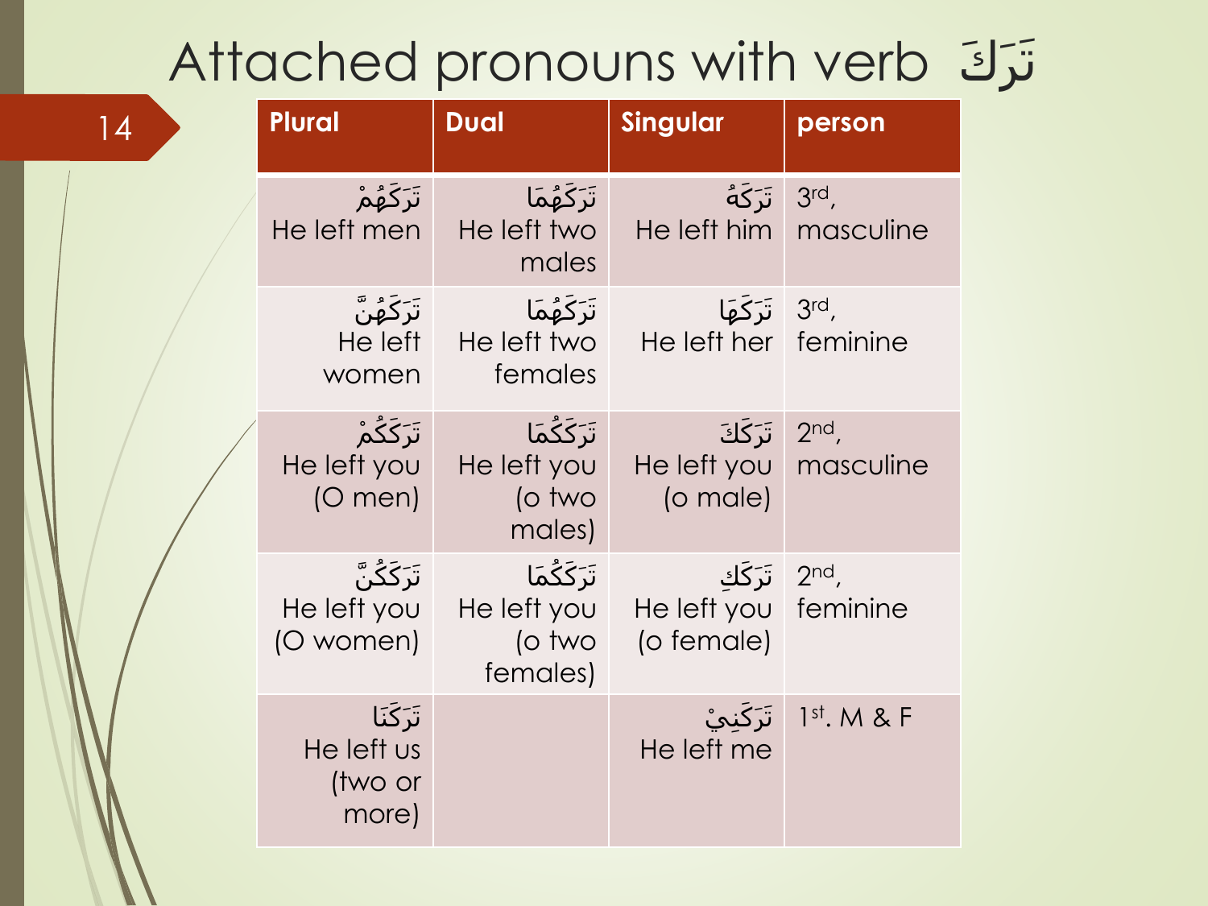# Attached pronouns with verb تَرَكَ

| Plural | Dual | Singular | person |
|---|---|---|---|
| تَرَكَهُمْ He left men | تَرَكَهُمَا He left two males | تَرَكَهُ He left him | 3rd, masculine |
| تَرَكَهُنَّ He left women | تَرَكَهُمَا He left two females | تَرَكَهَا He left her | 3rd, feminine |
| تَرَكَكُمْ He left you (O men) | تَرَكَكُمَا He left you (o two males) | تَرَكَكَ He left you (o male) | 2nd, masculine |
| تَرَكَكُنَّ He left you (O women) | تَرَكَكُمَا He left you (o two females) | تَرَكَكِ He left you (o female) | 2nd, feminine |
| تَرَكَنَا He left us (two or more) | | تَرَكَنِيْ He left me | 1st. M & F |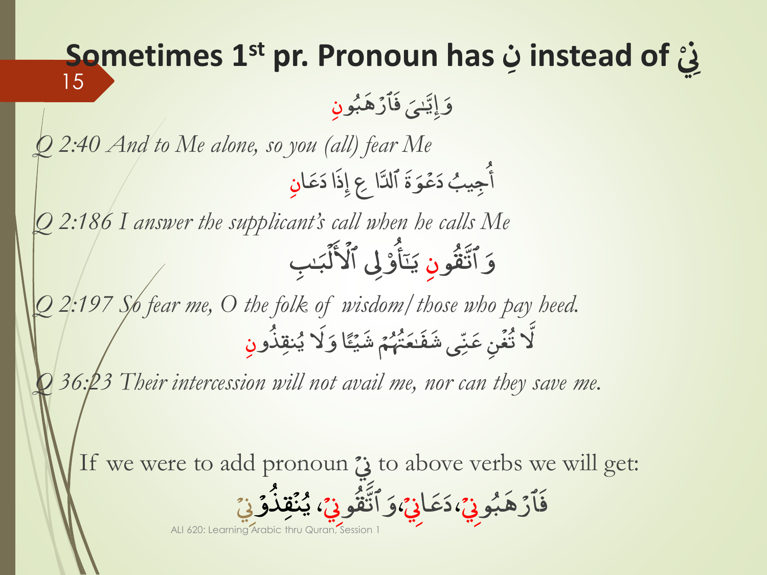# Sometimes 1st pr. Pronoun has نِ instead of نِيْ

وَإِيَّـٰىَ فَٱرْهَبُونِ

*Q 2:40 And to Me alone, so you (all) fear Me*

أُجِيبُ دَعْوَةَ ٱلدَّاعِ إِذَا دَعَانِ

*Q 2:186 I answer the supplicant's call when he calls Me*

وَٱتَّقُونِ يَـٰٓأُوْلِى ٱلْأَلْبَـٰبِ

*Q 2:197 So fear me, O the folk of wisdom/those who pay heed.*

لَّا تُغْنِ عَنِّى شَفَـٰعَتُهُمْ شَيْـًٔا وَلَا يُنقِذُونِ

*Q 36:23 Their intercession will not avail me, nor can they save me.*

If we were to add pronoun نِيْ to above verbs we will get:

فَٱرْهَبُونِيْ، دَعَانِيْ، وَٱتَّقُونِيْ، يُنْقِذُوْنِيْ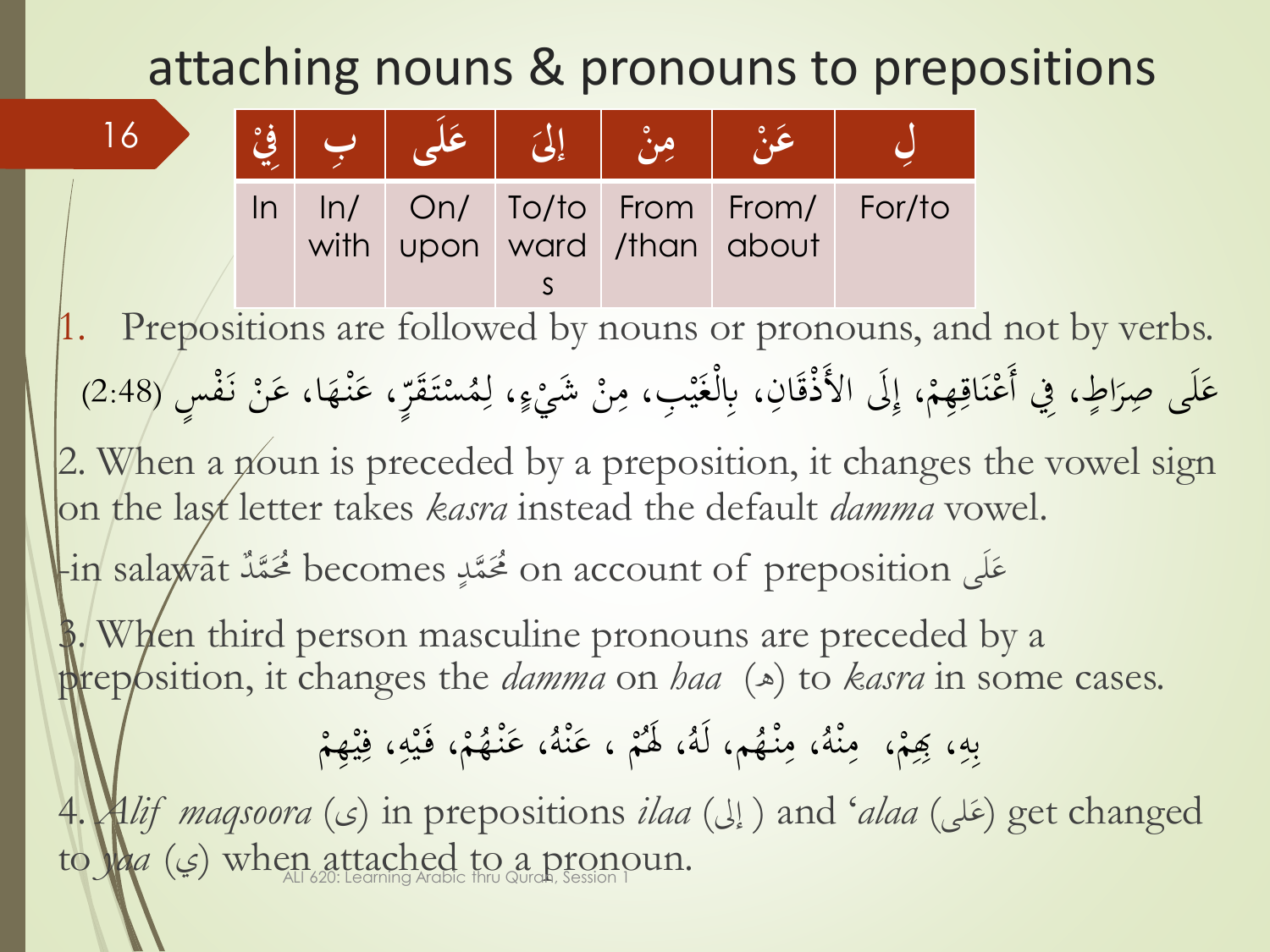# attaching nouns & pronouns to prepositions

| فِيْ | بِ | عَلَى | إلَىَ | مِنْ | عَنْ | لِ |
|---|---|---|---|---|---|---|
| In | In/ with | On/ upon | To/to wards | From /than | From/ about | For/to |

1. Prepositions are followed by nouns or pronouns, and not by verbs.

عَلَى صِرَاطٍ، فِي أَعْنَاقِهِمْ، إلَى الأَذْقَانِ، بِالْغَيْبِ، مِنْ شَيْءٍ، لِمُسْتَقَرٍّ، عَنْهَا، عَنْ نَفْسٍ (2:48)

2. When a noun is preceded by a preposition, it changes the vowel sign on the last letter takes *kasra* instead the default *damma* vowel.

-in salawāt مُحَمَّدٌ becomes مُحَمَّدٍ on account of preposition عَلَى

3. When third person masculine pronouns are preceded by a preposition, it changes the *damma* on *haa* (ه) to *kasra* in some cases.

بِهِ، بِهِمْ، مِنْهُ، مِنْهُم، لَهُ، لَهُمْ ، عَنْهُ، عَنْهُمْ، فَيْهِ، فِيْهِمْ

4. *Alif maqsoora* (ى) in prepositions *ilaa* (إلى) and '*alaa* (عَلى) get changed to *yaa* (ي) when attached to a pronoun.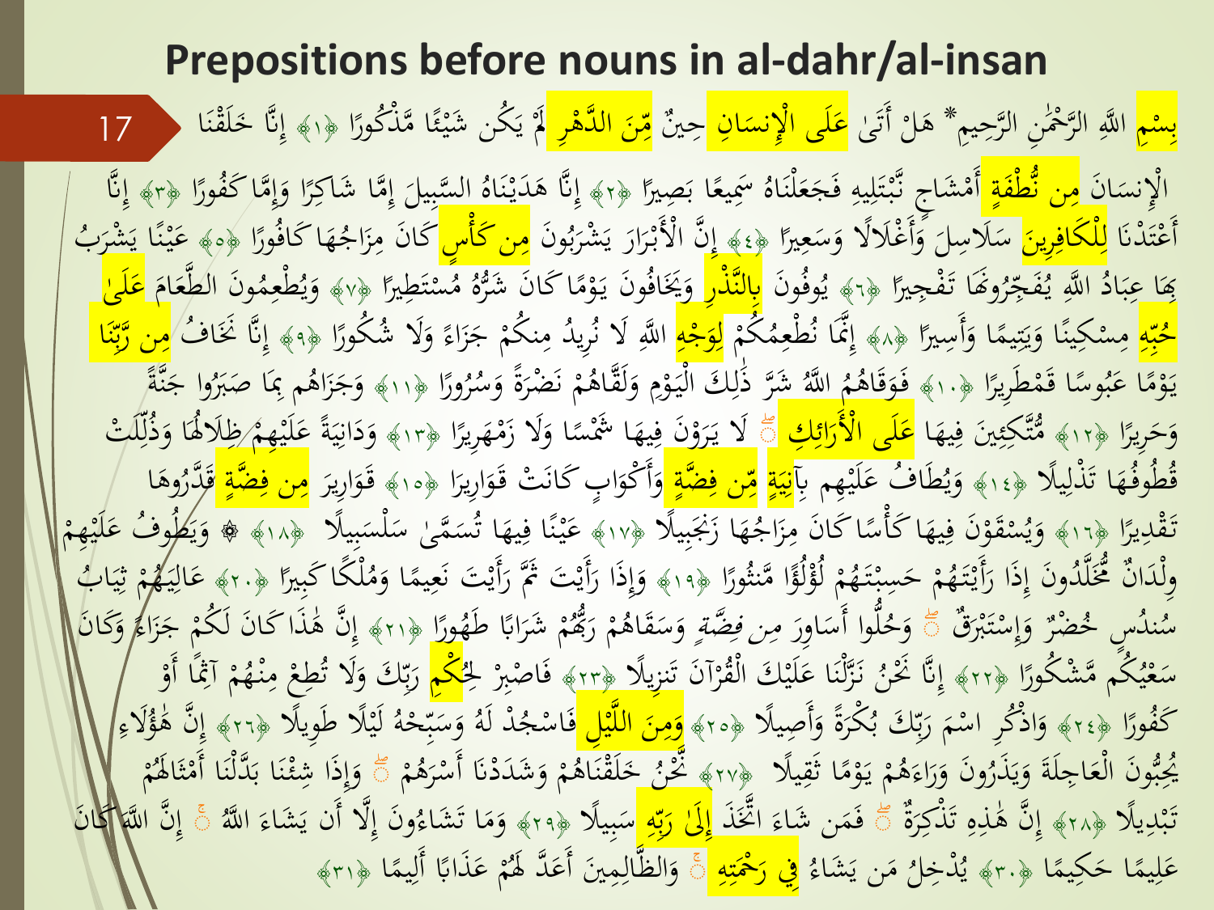# Prepositions before nouns in al-dahr/al-insan

بِسْمِ اللَّهِ الرَّحْمَٰنِ الرَّحِيمِ* هَلْ أَتَىٰ عَلَى الْإِنسَانِ حِينٌ مِّنَ الدَّهْرِ لَمْ يَكُن شَيْئًا مَّذْكُورًا ﴿١﴾ إِنَّا خَلَقْنَا الْإِنسَانَ مِن نُّطْفَةٍ أَمْشَاجٍ نَّبْتَلِيهِ فَجَعَلْنَاهُ سَمِيعًا بَصِيرًا ﴿٢﴾ إِنَّا هَدَيْنَاهُ السَّبِيلَ إِمَّا شَاكِرًا وَإِمَّا كَفُورًا ﴿٣﴾ إِنَّا أَعْتَدْنَا لِلْكَافِرِينَ سَلَاسِلَ وَأَغْلَالًا وَسَعِيرًا ﴿٤﴾ إِنَّ الْأَبْرَارَ يَشْرَبُونَ مِن كَأْسٍ كَانَ مِزَاجُهَا كَافُورًا ﴿٥﴾ عَيْنًا يَشْرَبُ بِهَا عِبَادُ اللَّهِ يُفَجِّرُونَهَا تَفْجِيرًا ﴿٦﴾ يُوفُونَ بِالنَّذْرِ وَيَخَافُونَ يَوْمًا كَانَ شَرُّهُ مُسْتَطِيرًا ﴿٧﴾ وَيُطْعِمُونَ الطَّعَامَ عَلَىٰ حُبِّهِ مِسْكِينًا وَيَتِيمًا وَأَسِيرًا ﴿٨﴾ إِنَّمَا نُطْعِمُكُمْ لِوَجْهِ اللَّهِ لَا نُرِيدُ مِنكُمْ جَزَاءً وَلَا شُكُورًا ﴿٩﴾ إِنَّا نَخَافُ مِن رَّبِّنَا يَوْمًا عَبُوسًا قَمْطَرِيرًا ﴿١٠﴾ فَوَقَاهُمُ اللَّهُ شَرَّ ذَٰلِكَ الْيَوْمِ وَلَقَّاهُمْ نَضْرَةً وَسُرُورًا ﴿١١﴾ وَجَزَاهُم بِمَا صَبَرُوا جَنَّةً وَحَرِيرًا ﴿١٢﴾ مُّتَّكِئِينَ فِيهَا عَلَى الْأَرَائِكِ ۖ لَا يَرَوْنَ فِيهَا شَمْسًا وَلَا زَمْهَرِيرًا ﴿١٣﴾ وَدَانِيَةً عَلَيْهِمْ ظِلَالُهَا وَذُلِّلَتْ قُطُوفُهَا تَذْلِيلًا ﴿١٤﴾ وَيُطَافُ عَلَيْهِم بِآنِيَةٍ مِّن فِضَّةٍ وَأَكْوَابٍ كَانَتْ قَوَارِيرَا ﴿١٥﴾ قَوَارِيرَ مِن فِضَّةٍ قَدَّرُوهَا تَقْدِيرًا ﴿١٦﴾ وَيُسْقَوْنَ فِيهَا كَأْسًا كَانَ مِزَاجُهَا زَنجَبِيلًا ﴿١٧﴾ عَيْنًا فِيهَا تُسَمَّىٰ سَلْسَبِيلًا ﴿١٨﴾ ۞ وَيَطُوفُ عَلَيْهِمْ وِلْدَانٌ مُّخَلَّدُونَ إِذَا رَأَيْتَهُمْ حَسِبْتَهُمْ لُؤْلُؤًا مَّنثُورًا ﴿١٩﴾ وَإِذَا رَأَيْتَ ثَمَّ رَأَيْتَ نَعِيمًا وَمُلْكًا كَبِيرًا ﴿٢٠﴾ عَالِيَهُمْ ثِيَابُ سُندُسٍ خُضْرٌ وَإِسْتَبْرَقٌ ۖ وَحُلُّوا أَسَاوِرَ مِن فِضَّةٍ وَسَقَاهُمْ رَبُّهُمْ شَرَابًا طَهُورًا ﴿٢١﴾ إِنَّ هَٰذَا كَانَ لَكُمْ جَزَاءً وَكَانَ سَعْيُكُم مَّشْكُورًا ﴿٢٢﴾ إِنَّا نَحْنُ نَزَّلْنَا عَلَيْكَ الْقُرْآنَ تَنزِيلًا ﴿٢٣﴾ فَاصْبِرْ لِحُكْمِ رَبِّكَ وَلَا تُطِعْ مِنْهُمْ آثِمًا أَوْ كَفُورًا ﴿٢٤﴾ وَاذْكُرِ اسْمَ رَبِّكَ بُكْرَةً وَأَصِيلًا ﴿٢٥﴾ وَمِنَ اللَّيْلِ فَاسْجُدْ لَهُ وَسَبِّحْهُ لَيْلًا طَوِيلًا ﴿٢٦﴾ إِنَّ هَٰؤُلَاءِ يُحِبُّونَ الْعَاجِلَةَ وَيَذَرُونَ وَرَاءَهُمْ يَوْمًا ثَقِيلًا ﴿٢٧﴾ نَّحْنُ خَلَقْنَاهُمْ وَشَدَدْنَا أَسْرَهُمْ ۖ وَإِذَا شِئْنَا بَدَّلْنَا أَمْثَالَهُمْ تَبْدِيلًا ﴿٢٨﴾ إِنَّ هَٰذِهِ تَذْكِرَةٌ ۖ فَمَن شَاءَ اتَّخَذَ إِلَىٰ رَبِّهِ سَبِيلًا ﴿٢٩﴾ وَمَا تَشَاءُونَ إِلَّا أَن يَشَاءَ اللَّهُ ۚ إِنَّ اللَّهَ كَانَ عَلِيمًا حَكِيمًا ﴿٣٠﴾ يُدْخِلُ مَن يَشَاءُ فِي رَحْمَتِهِ ۚ وَالظَّالِمِينَ أَعَدَّ لَهُمْ عَذَابًا أَلِيمًا ﴿٣١﴾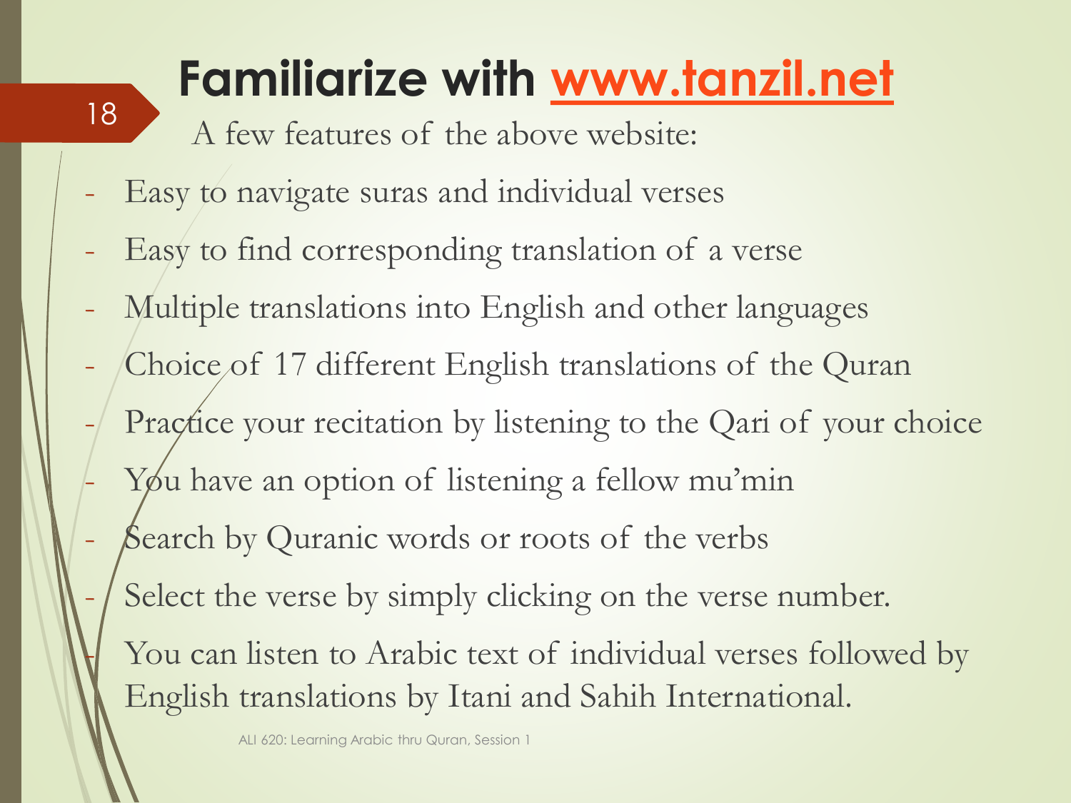# Familiarize with [www.tanzil.net](http://www.tanzil.net)

A few features of the above website:

- Easy to navigate suras and individual verses
- Easy to find corresponding translation of a verse
- Multiple translations into English and other languages
- Choice of 17 different English translations of the Quran
- Practice your recitation by listening to the Qari of your choice
- You have an option of listening a fellow mu'min
- Search by Quranic words or roots of the verbs
- Select the verse by simply clicking on the verse number.
- You can listen to Arabic text of individual verses followed by English translations by Itani and Sahih International.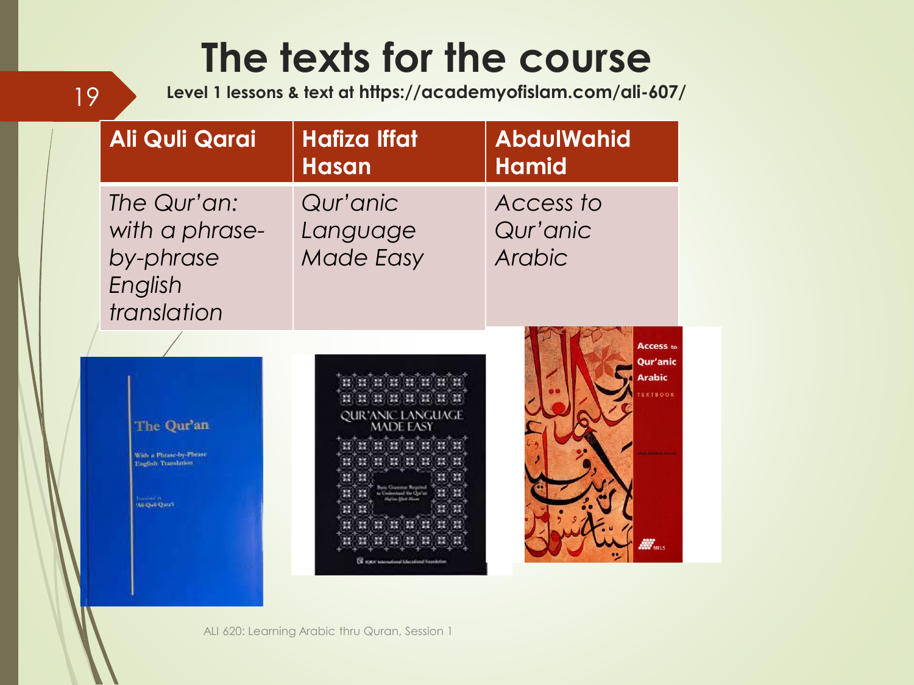# The texts for the course

**Level 1 lessons & text at https://academyofislam.com/ali-607/**

| Ali Quli Qarai | Hafiza Iffat Hasan | AbdulWahid Hamid |
| --- | --- | --- |
| *The Qur'an: with a phrase-by-phrase English translation* | *Qur'anic Language Made Easy* | *Access to Qur'anic Arabic* |